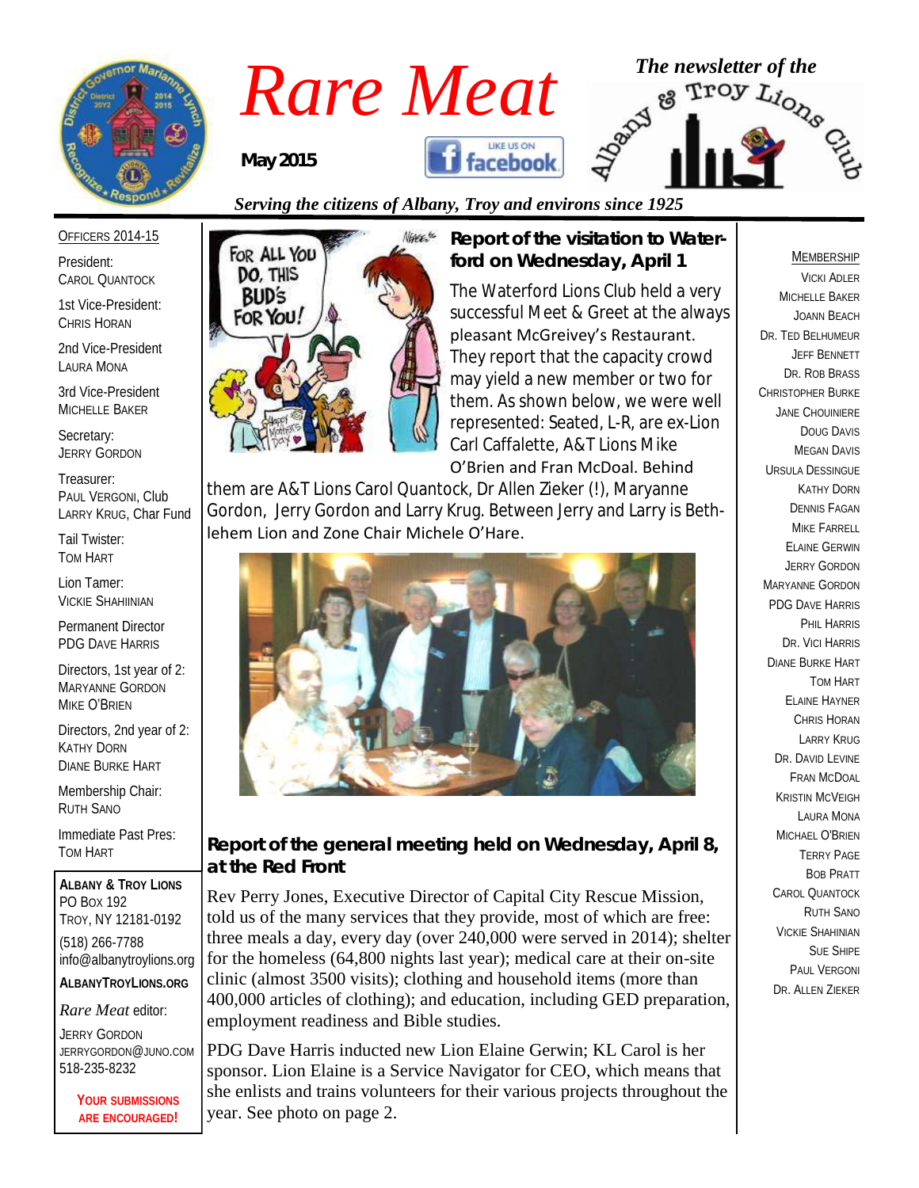# Rare Meat

**May 2015**

*The newsletter of the Albany & Troy Lions Club*

*Serving the citizens of Albany, Troy and environs since 1925*

OFFICERS 2014-15

President:
CAROL QUANTOCK

1st Vice-President:
CHRIS HORAN

2nd Vice-President
LAURA MONA

3rd Vice-President
MICHELLE BAKER

Secretary:
JERRY GORDON

Treasurer:
PAUL VERGONI, Club
LARRY KRUG, Char Fund

Tail Twister:
TOM HART

Lion Tamer:
VICKIE SHAHIINIAN

Permanent Director
PDG DAVE HARRIS

Directors, 1st year of 2:
MARYANNE GORDON
MIKE O'BRIEN

Directors, 2nd year of 2:
KATHY DORN
DIANE BURKE HART

Membership Chair:
RUTH SANO

Immediate Past Pres:
TOM HART

**ALBANY & TROY LIONS**
PO BOX 192
TROY, NY 12181-0192
(518) 266-7788
info@albanytroylions.org
**ALBANYTROYLIONS.ORG**

*Rare Meat* editor:
JERRY GORDON
JERRYGORDON@JUNO.COM
518-235-8232

**YOUR SUBMISSIONS ARE ENCOURAGED!**

## Report of the visitation to Waterford on Wednesday, April 1

The Waterford Lions Club held a very successful Meet & Greet at the always pleasant McGreivey's Restaurant. They report that the capacity crowd may yield a new member or two for them. As shown below, we were well represented: Seated, L-R, are ex-Lion Carl Caffalette, A&T Lions Mike O'Brien and Fran McDoal. Behind them are A&T Lions Carol Quantock, Dr Allen Zieker (!), Maryanne Gordon, Jerry Gordon and Larry Krug. Between Jerry and Larry is Bethlehem Lion and Zone Chair Michele O'Hare.

## Report of the general meeting held on Wednesday, April 8, at the Red Front

Rev Perry Jones, Executive Director of Capital City Rescue Mission, told us of the many services that they provide, most of which are free: three meals a day, every day (over 240,000 were served in 2014); shelter for the homeless (64,800 nights last year); medical care at their on-site clinic (almost 3500 visits); clothing and household items (more than 400,000 articles of clothing); and education, including GED preparation, employment readiness and Bible studies.

PDG Dave Harris inducted new Lion Elaine Gerwin; KL Carol is her sponsor. Lion Elaine is a Service Navigator for CEO, which means that she enlists and trains volunteers for their various projects throughout the year. See photo on page 2.

MEMBERSHIP

VICKI ADLER
MICHELLE BAKER
JOANN BEACH
DR. TED BELHUMEUR
JEFF BENNETT
DR. ROB BRASS
CHRISTOPHER BURKE
JANE CHOUINIERE
DOUG DAVIS
MEGAN DAVIS
URSULA DESSINGUE
KATHY DORN
DENNIS FAGAN
MIKE FARRELL
ELAINE GERWIN
JERRY GORDON
MARYANNE GORDON
PDG DAVE HARRIS
PHIL HARRIS
DR. VICI HARRIS
DIANE BURKE HART
TOM HART
ELAINE HAYNER
CHRIS HORAN
LARRY KRUG
DR. DAVID LEVINE
FRAN MCDOAL
KRISTIN MCVEIGH
LAURA MONA
MICHAEL O'BRIEN
TERRY PAGE
BOB PRATT
CAROL QUANTOCK
RUTH SANO
VICKIE SHAHINIAN
SUE SHIPE
PAUL VERGONI
DR. ALLEN ZIEKER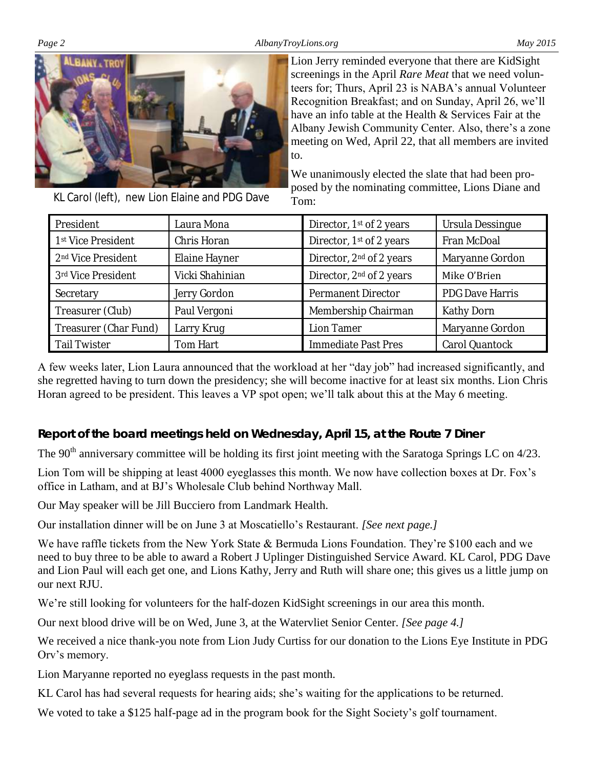KL Carol (left), new Lion Elaine and PDG Dave

Lion Jerry reminded everyone that there are KidSight screenings in the April *Rare Meat* that we need volunteers for; Thurs, April 23 is NABA's annual Volunteer Recognition Breakfast; and on Sunday, April 26, we'll have an info table at the Health & Services Fair at the Albany Jewish Community Center. Also, there's a zone meeting on Wed, April 22, that all members are invited to.

We unanimously elected the slate that had been proposed by the nominating committee, Lions Diane and Tom:

| President | Laura Mona | Director, 1st of 2 years | Ursula Dessingue |
|---|---|---|---|
| 1st Vice President | Chris Horan | Director, 1st of 2 years | Fran McDoal |
| 2nd Vice President | Elaine Hayner | Director, 2nd of 2 years | Maryanne Gordon |
| 3rd Vice President | Vicki Shahinian | Director, 2nd of 2 years | Mike O'Brien |
| Secretary | Jerry Gordon | Permanent Director | PDG Dave Harris |
| Treasurer (Club) | Paul Vergoni | Membership Chairman | Kathy Dorn |
| Treasurer (Char Fund) | Larry Krug | Lion Tamer | Maryanne Gordon |
| Tail Twister | Tom Hart | Immediate Past Pres | Carol Quantock |

A few weeks later, Lion Laura announced that the workload at her "day job" had increased significantly, and she regretted having to turn down the presidency; she will become inactive for at least six months. Lion Chris Horan agreed to be president. This leaves a VP spot open; we'll talk about this at the May 6 meeting.

### Report of the board meetings held on Wednesday, April 15, at the Route 7 Diner

The 90th anniversary committee will be holding its first joint meeting with the Saratoga Springs LC on 4/23.

Lion Tom will be shipping at least 4000 eyeglasses this month. We now have collection boxes at Dr. Fox's office in Latham, and at BJ's Wholesale Club behind Northway Mall.

Our May speaker will be Jill Bucciero from Landmark Health.

Our installation dinner will be on June 3 at Moscatiello's Restaurant. *[See next page.]*

We have raffle tickets from the New York State & Bermuda Lions Foundation. They're $100 each and we need to buy three to be able to award a Robert J Uplinger Distinguished Service Award. KL Carol, PDG Dave and Lion Paul will each get one, and Lions Kathy, Jerry and Ruth will share one; this gives us a little jump on our next RJU.

We're still looking for volunteers for the half-dozen KidSight screenings in our area this month.

Our next blood drive will be on Wed, June 3, at the Watervliet Senior Center. *[See page 4.]*

We received a nice thank-you note from Lion Judy Curtiss for our donation to the Lions Eye Institute in PDG Orv's memory.

Lion Maryanne reported no eyeglass requests in the past month.

KL Carol has had several requests for hearing aids; she's waiting for the applications to be returned.

We voted to take a $125 half-page ad in the program book for the Sight Society's golf tournament.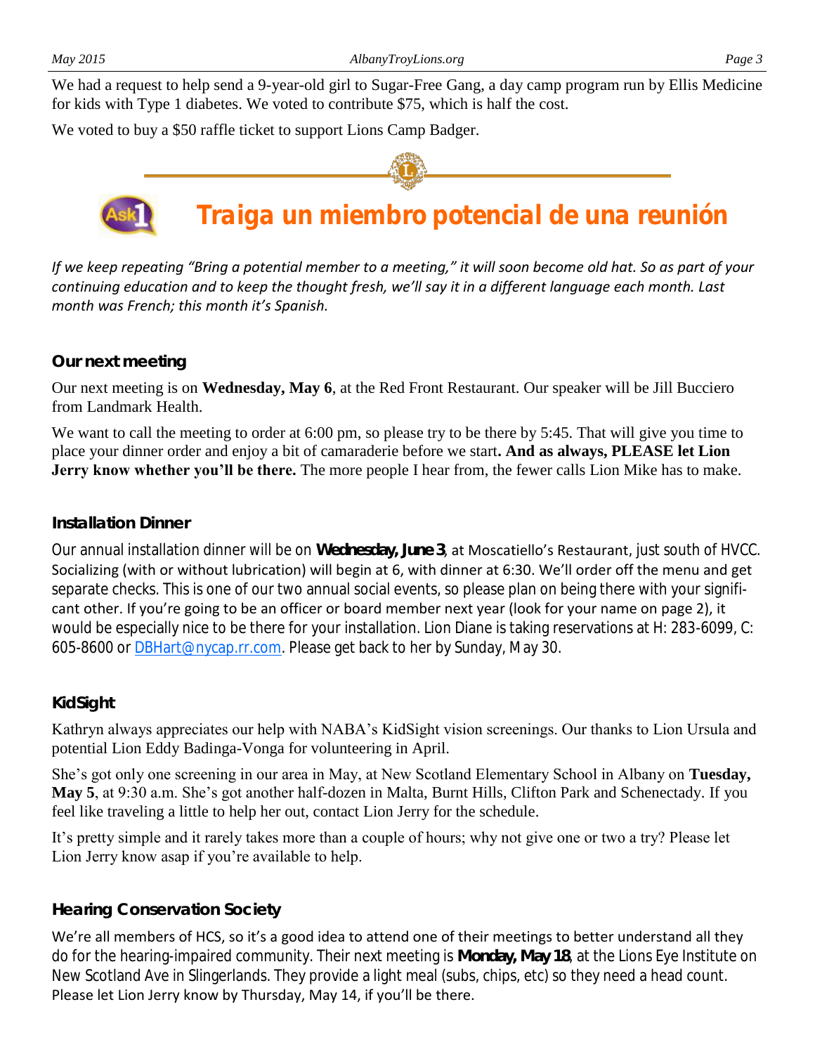We had a request to help send a 9-year-old girl to Sugar-Free Gang, a day camp program run by Ellis Medicine for kids with Type 1 diabetes. We voted to contribute $75, which is half the cost.

We voted to buy a $50 raffle ticket to support Lions Camp Badger.

## Traiga un miembro potencial de una reunión

*If we keep repeating "Bring a potential member to a meeting," it will soon become old hat. So as part of your continuing education and to keep the thought fresh, we'll say it in a different language each month. Last month was French; this month it's Spanish.*

### Our next meeting

Our next meeting is on **Wednesday, May 6**, at the Red Front Restaurant. Our speaker will be Jill Bucciero from Landmark Health.

We want to call the meeting to order at 6:00 pm, so please try to be there by 5:45. That will give you time to place your dinner order and enjoy a bit of camaraderie before we start**. And as always, PLEASE let Lion Jerry know whether you'll be there.** The more people I hear from, the fewer calls Lion Mike has to make.

### Installation Dinner

Our annual installation dinner will be on **Wednesday, June 3**, at Moscatiello's Restaurant, just south of HVCC. Socializing (with or without lubrication) will begin at 6, with dinner at 6:30. We'll order off the menu and get separate checks. This is one of our two annual social events, so please plan on being there with your significant other. If you're going to be an officer or board member next year (look for your name on page 2), it would be especially nice to be there for your installation. Lion Diane is taking reservations at H: 283-6099, C: 605-8600 or DBHart@nycap.rr.com. Please get back to her by Sunday, May 30.

### KidSight

Kathryn always appreciates our help with NABA's KidSight vision screenings. Our thanks to Lion Ursula and potential Lion Eddy Badinga-Vonga for volunteering in April.

She's got only one screening in our area in May, at New Scotland Elementary School in Albany on **Tuesday, May 5**, at 9:30 a.m. She's got another half-dozen in Malta, Burnt Hills, Clifton Park and Schenectady. If you feel like traveling a little to help her out, contact Lion Jerry for the schedule.

It's pretty simple and it rarely takes more than a couple of hours; why not give one or two a try? Please let Lion Jerry know asap if you're available to help.

### Hearing Conservation Society

We're all members of HCS, so it's a good idea to attend one of their meetings to better understand all they do for the hearing-impaired community. Their next meeting is **Monday, May 18**, at the Lions Eye Institute on New Scotland Ave in Slingerlands. They provide a light meal (subs, chips, etc) so they need a head count. Please let Lion Jerry know by Thursday, May 14, if you'll be there.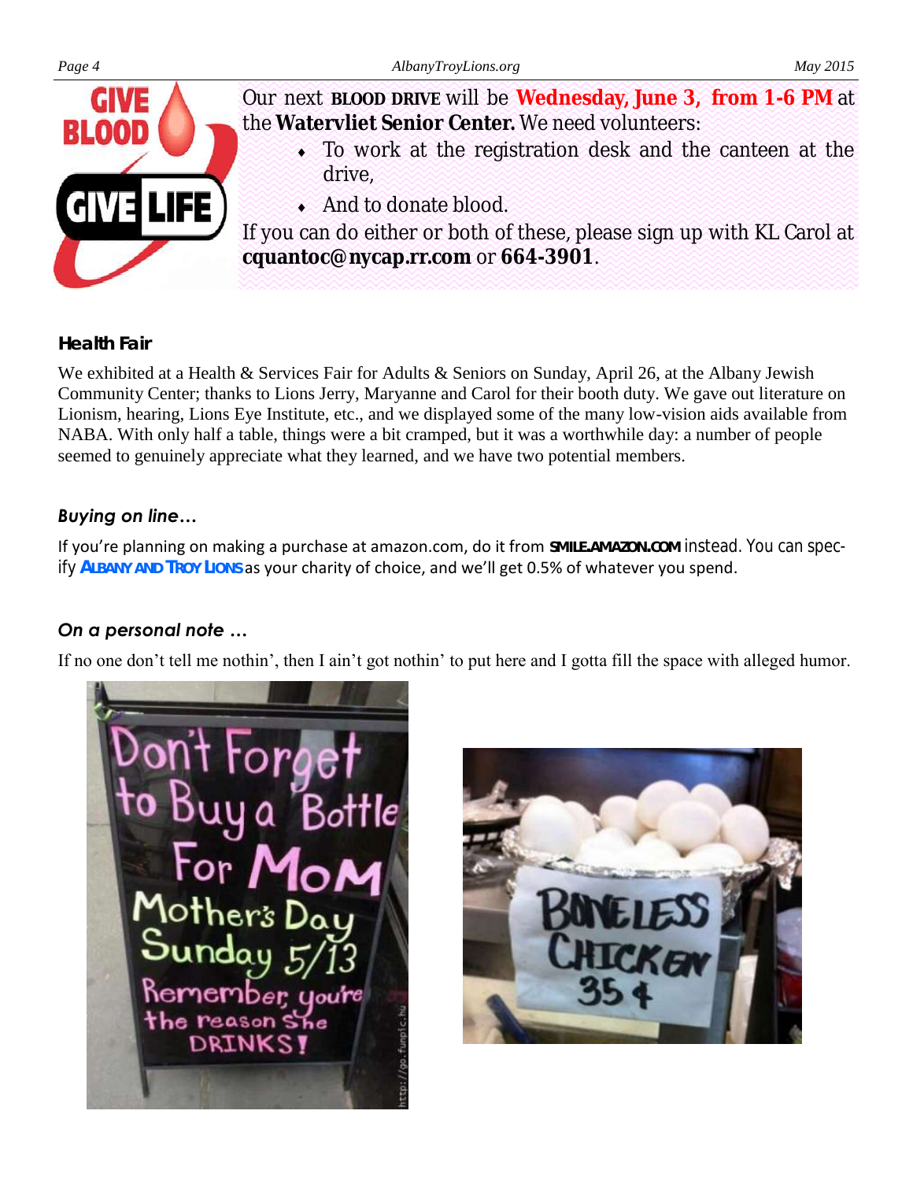Our next **BLOOD DRIVE** will be **Wednesday, June 3, from 1-6 PM** at the **Watervliet Senior Center.** We need volunteers:

- To work at the registration desk and the canteen at the drive,
- And to donate blood.

If you can do either or both of these, please sign up with KL Carol at **cquantoc@nycap.rr.com** or **664-3901**.

### Health Fair

We exhibited at a Health & Services Fair for Adults & Seniors on Sunday, April 26, at the Albany Jewish Community Center; thanks to Lions Jerry, Maryanne and Carol for their booth duty. We gave out literature on Lionism, hearing, Lions Eye Institute, etc., and we displayed some of the many low-vision aids available from NABA. With only half a table, things were a bit cramped, but it was a worthwhile day: a number of people seemed to genuinely appreciate what they learned, and we have two potential members.

### *Buying on line…*

If you're planning on making a purchase at amazon.com, do it from **SMILE.AMAZON.COM** instead. You can specify **ALBANY AND TROY LIONS** as your charity of choice, and we'll get 0.5% of whatever you spend.

### *On a personal note …*

If no one don't tell me nothin', then I ain't got nothin' to put here and I gotta fill the space with alleged humor.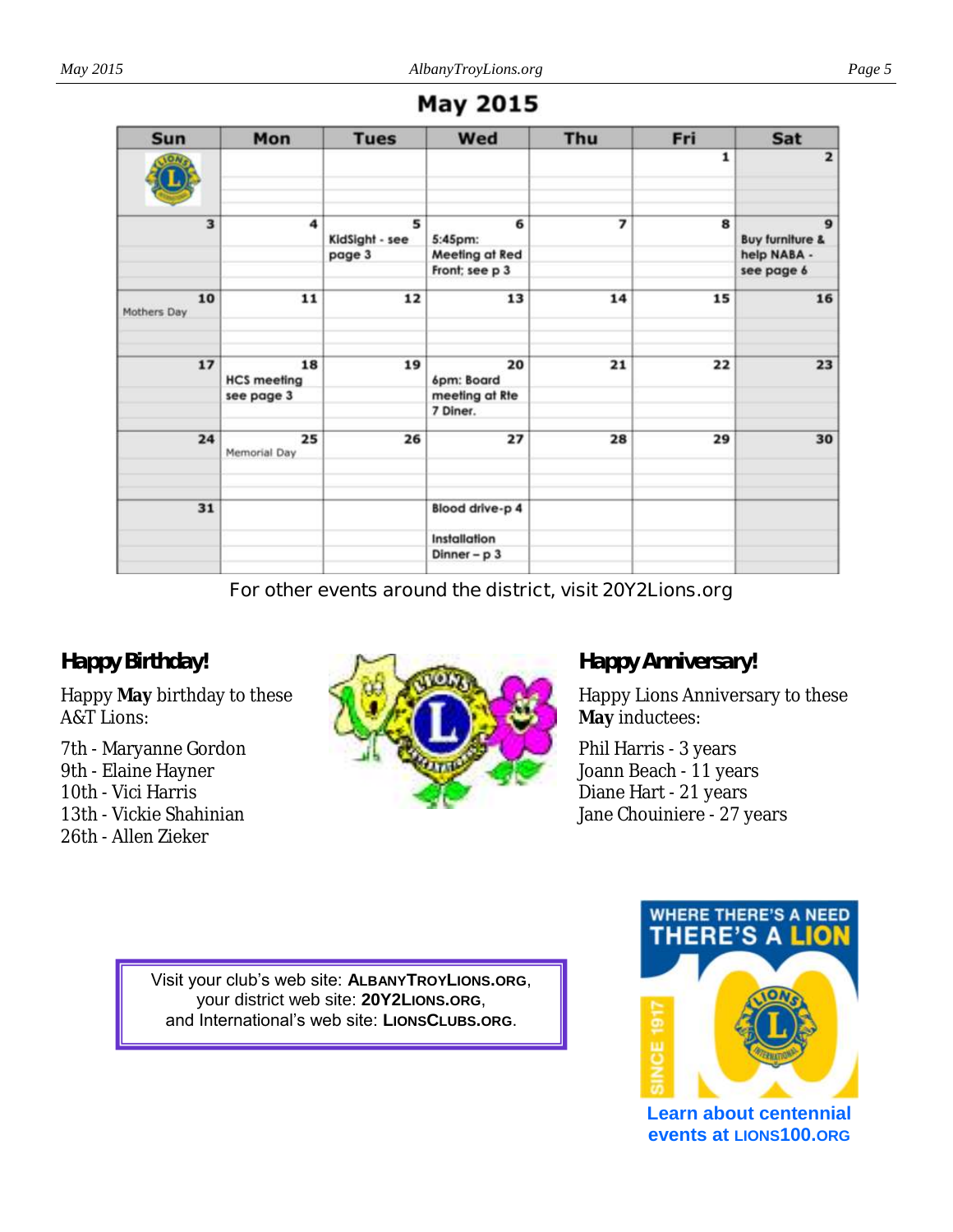# May 2015

| Sun | Mon | Tues | Wed | Thu | Fri | Sat |
|---|---|---|---|---|---|---|
| | | | | | 1 | 2 |
| 3 | 4 | 5 KidSight - see page 3 | 6 5:45pm: Meeting at Red Front; see p 3 | 7 | 8 | 9 Buy furniture & help NABA - see page 6 |
| 10 Mothers Day | 11 | 12 | 13 | 14 | 15 | 16 |
| 17 | 18 HCS meeting see page 3 | 19 | 20 6pm: Board meeting at Rte 7 Diner. | 21 | 22 | 23 |
| 24 | 25 Memorial Day | 26 | 27 | 28 | 29 | 30 |
| 31 | | | Blood drive-p 4 Installation Dinner – p 3 | | | |

For other events around the district, visit 20Y2Lions.org

## Happy Birthday!

Happy **May** birthday to these A&T Lions:

7th - Maryanne Gordon
9th - Elaine Hayner
10th - Vici Harris
13th - Vickie Shahinian
26th - Allen Zieker

## Happy Anniversary!

Happy Lions Anniversary to these **May** inductees:

Phil Harris - 3 years
Joann Beach - 11 years
Diane Hart - 21 years
Jane Chouiniere - 27 years

Visit your club's web site: **ALBANYTROYLIONS.ORG**, your district web site: **20Y2LIONS.ORG**, and International's web site: **LIONSCLUBS.ORG**.

WHERE THERE'S A NEED THERE'S A LION

SINCE 1917

**Learn about centennial events at LIONS100.ORG**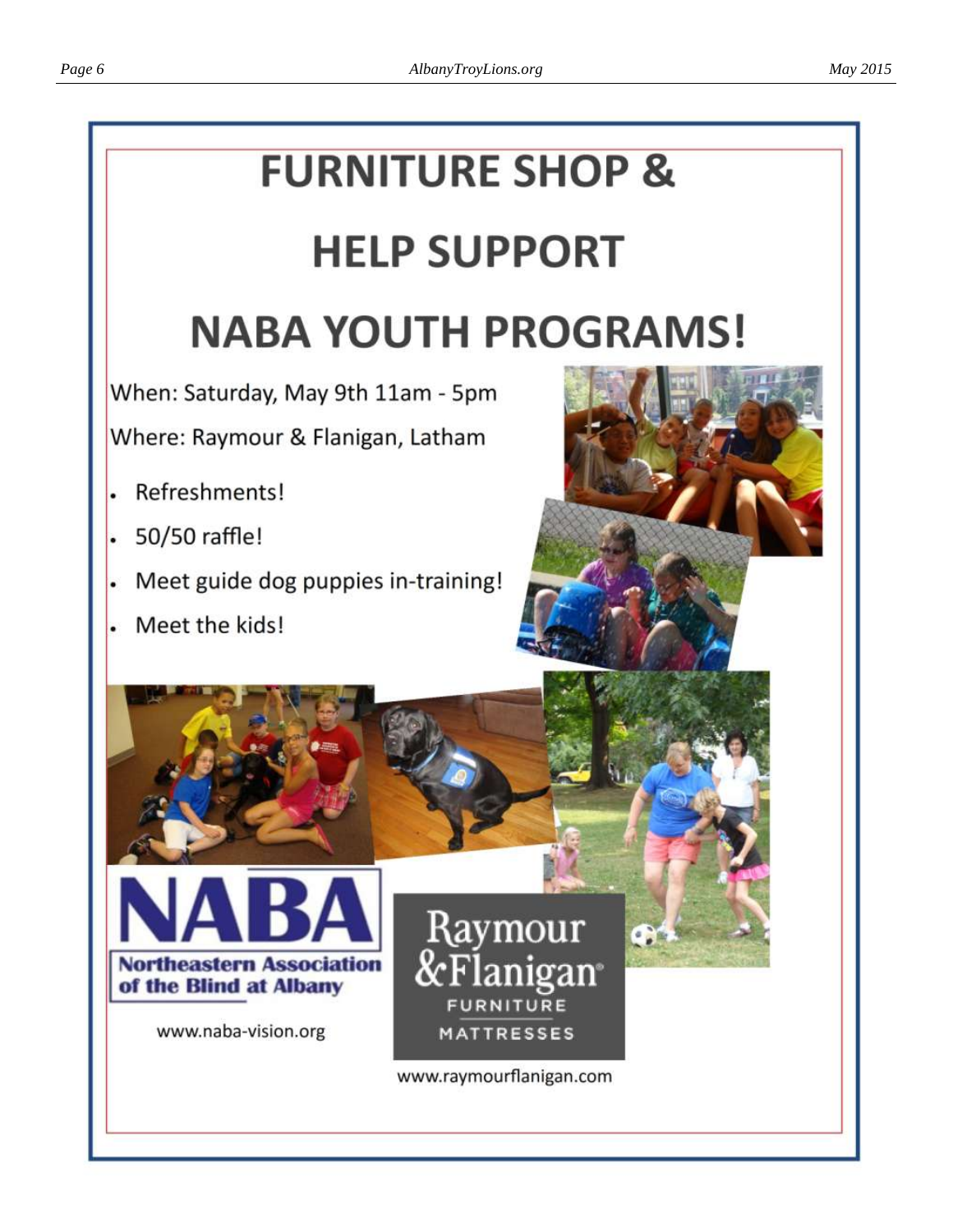# FURNITURE SHOP & HELP SUPPORT NABA YOUTH PROGRAMS!

When: Saturday, May 9th 11am - 5pm

Where: Raymour & Flanigan, Latham

- Refreshments!
- 50/50 raffle!
- Meet guide dog puppies in-training!
- Meet the kids!

**NABA**

**Northeastern Association of the Blind at Albany**

www.naba-vision.org

Raymour & Flanigan® FURNITURE MATTRESSES

www.raymourflanigan.com